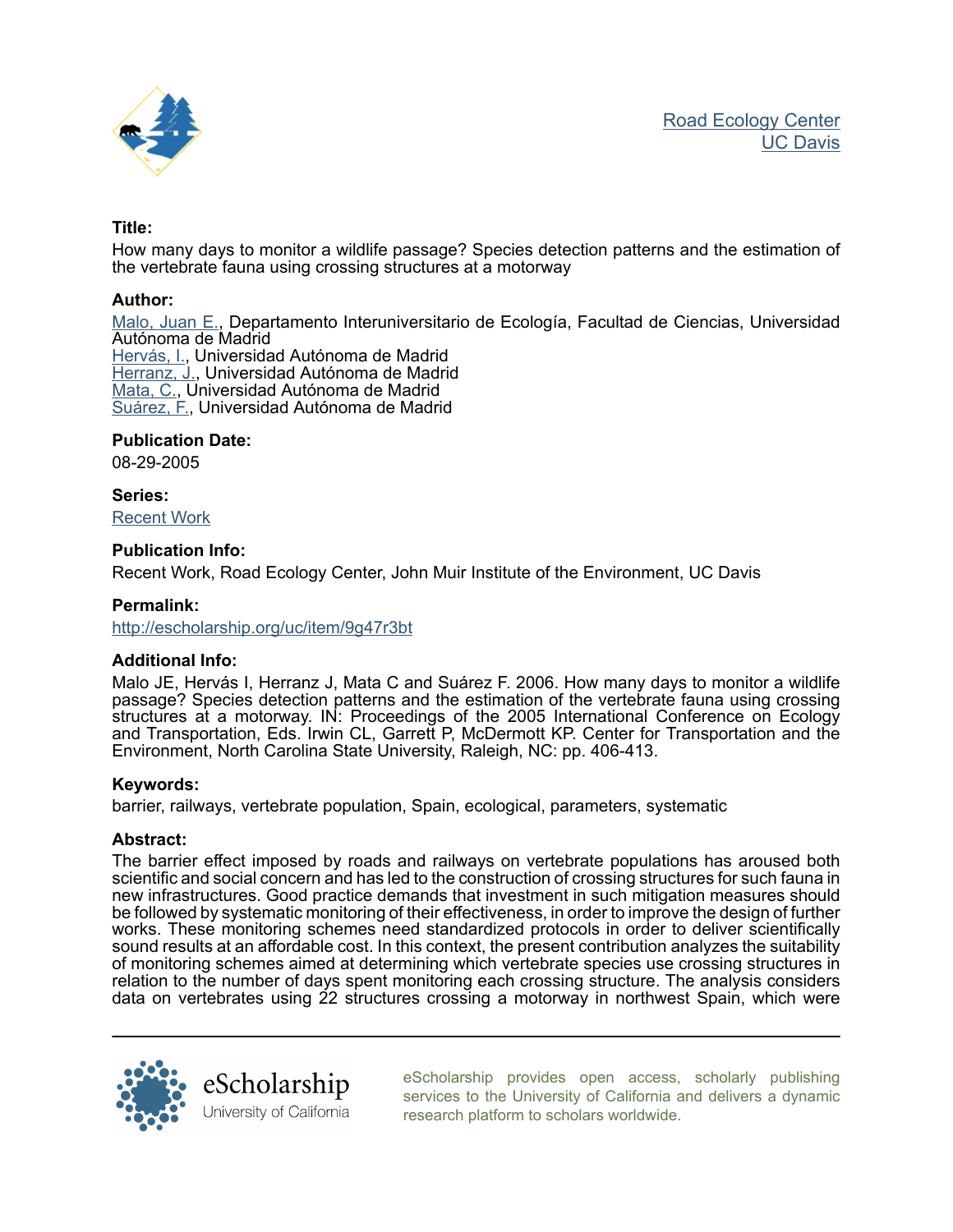Road Ecology Center
UC Davis

**Title:**

How many days to monitor a wildlife passage? Species detection patterns and the estimation of the vertebrate fauna using crossing structures at a motorway

**Author:**

Malo, Juan E., Departamento Interuniversitario de Ecología, Facultad de Ciencias, Universidad Autónoma de Madrid
Hervás, I., Universidad Autónoma de Madrid
Herranz, J., Universidad Autónoma de Madrid
Mata, C., Universidad Autónoma de Madrid
Suárez, F., Universidad Autónoma de Madrid

**Publication Date:**

08-29-2005

**Series:**

Recent Work

**Publication Info:**

Recent Work, Road Ecology Center, John Muir Institute of the Environment, UC Davis

**Permalink:**

http://escholarship.org/uc/item/9g47r3bt

**Additional Info:**

Malo JE, Hervás I, Herranz J, Mata C and Suárez F. 2006. How many days to monitor a wildlife passage? Species detection patterns and the estimation of the vertebrate fauna using crossing structures at a motorway. IN: Proceedings of the 2005 International Conference on Ecology and Transportation, Eds. Irwin CL, Garrett P, McDermott KP. Center for Transportation and the Environment, North Carolina State University, Raleigh, NC: pp. 406-413.

**Keywords:**

barrier, railways, vertebrate population, Spain, ecological, parameters, systematic

**Abstract:**

The barrier effect imposed by roads and railways on vertebrate populations has aroused both scientific and social concern and has led to the construction of crossing structures for such fauna in new infrastructures. Good practice demands that investment in such mitigation measures should be followed by systematic monitoring of their effectiveness, in order to improve the design of further works. These monitoring schemes need standardized protocols in order to deliver scientifically sound results at an affordable cost. In this context, the present contribution analyzes the suitability of monitoring schemes aimed at determining which vertebrate species use crossing structures in relation to the number of days spent monitoring each crossing structure. The analysis considers data on vertebrates using 22 structures crossing a motorway in northwest Spain, which were

eScholarship provides open access, scholarly publishing services to the University of California and delivers a dynamic research platform to scholars worldwide.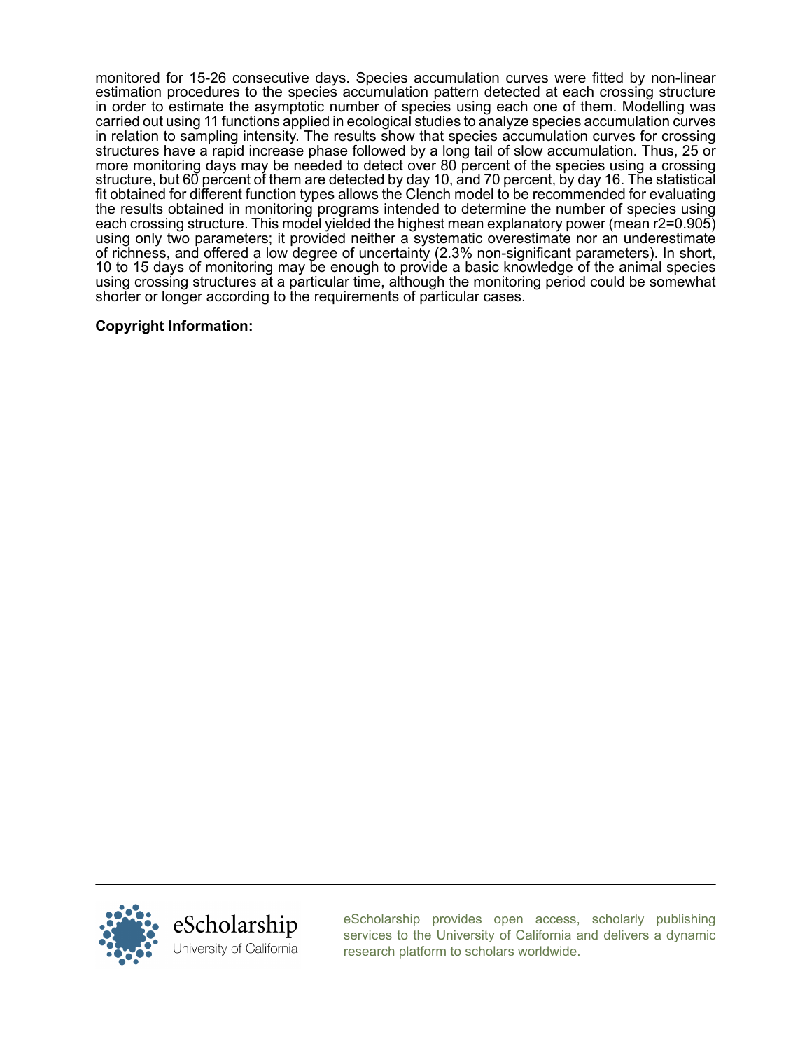monitored for 15-26 consecutive days. Species accumulation curves were fitted by non-linear estimation procedures to the species accumulation pattern detected at each crossing structure in order to estimate the asymptotic number of species using each one of them. Modelling was carried out using 11 functions applied in ecological studies to analyze species accumulation curves in relation to sampling intensity. The results show that species accumulation curves for crossing structures have a rapid increase phase followed by a long tail of slow accumulation. Thus, 25 or more monitoring days may be needed to detect over 80 percent of the species using a crossing structure, but 60 percent of them are detected by day 10, and 70 percent, by day 16. The statistical fit obtained for different function types allows the Clench model to be recommended for evaluating the results obtained in monitoring programs intended to determine the number of species using each crossing structure. This model yielded the highest mean explanatory power (mean $r2=0.905$) using only two parameters; it provided neither a systematic overestimate nor an underestimate of richness, and offered a low degree of uncertainty (2.3% non-significant parameters). In short, 10 to 15 days of monitoring may be enough to provide a basic knowledge of the animal species using crossing structures at a particular time, although the monitoring period could be somewhat shorter or longer according to the requirements of particular cases.

**Copyright Information:**

eScholarship provides open access, scholarly publishing services to the University of California and delivers a dynamic research platform to scholars worldwide.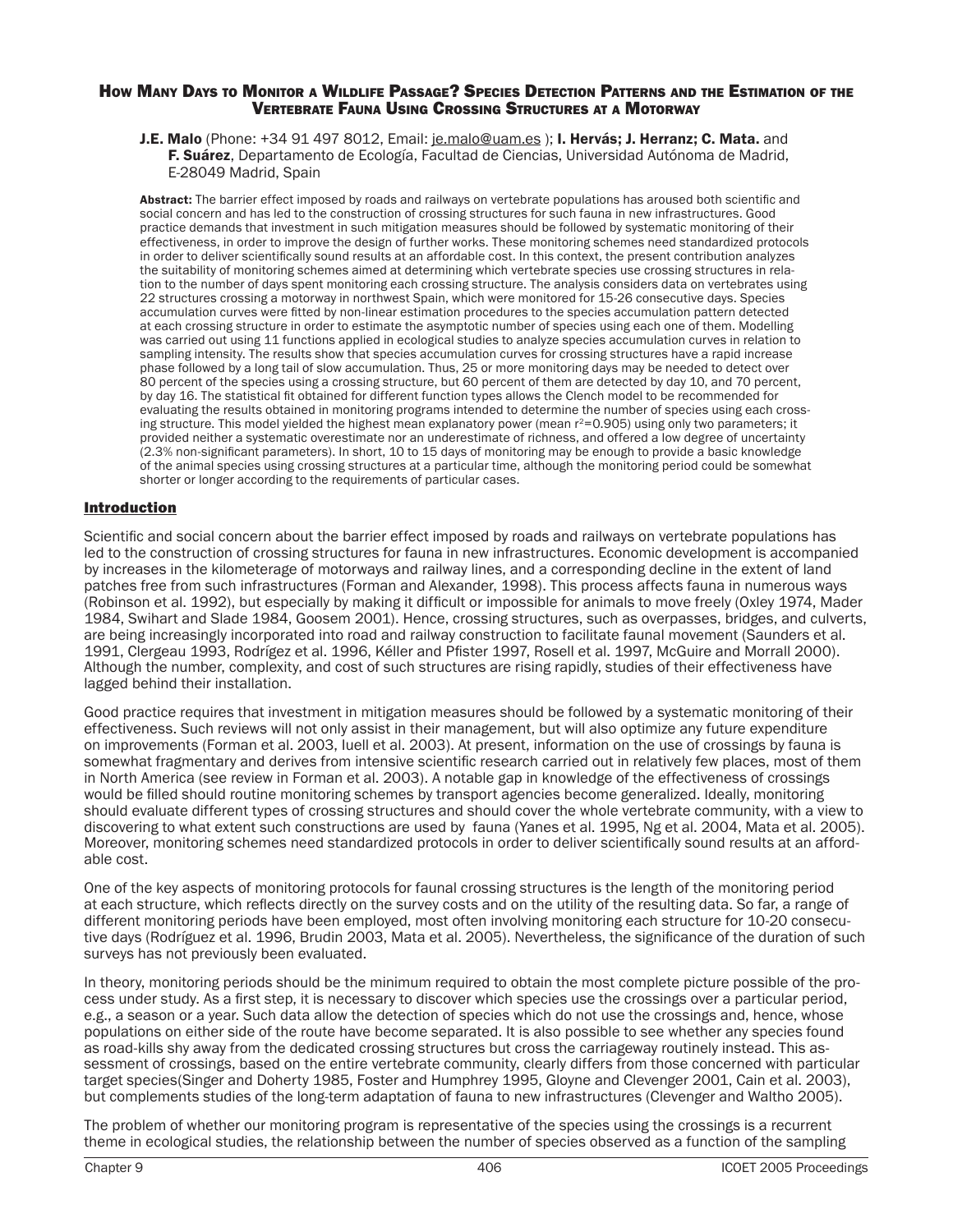# How Many Days to Monitor a Wildlife Passage? Species Detection Patterns and the Estimation of the Vertebrate Fauna Using Crossing Structures at a Motorway

**J.E. Malo** (Phone: +34 91 497 8012, Email: je.malo@uam.es ); **I. Hervás; J. Herranz; C. Mata.** and **F. Suárez**, Departamento de Ecología, Facultad de Ciencias, Universidad Autónoma de Madrid, E-28049 Madrid, Spain

**Abstract:** The barrier effect imposed by roads and railways on vertebrate populations has aroused both scientific and social concern and has led to the construction of crossing structures for such fauna in new infrastructures. Good practice demands that investment in such mitigation measures should be followed by systematic monitoring of their effectiveness, in order to improve the design of further works. These monitoring schemes need standardized protocols in order to deliver scientifically sound results at an affordable cost. In this context, the present contribution analyzes the suitability of monitoring schemes aimed at determining which vertebrate species use crossing structures in relation to the number of days spent monitoring each crossing structure. The analysis considers data on vertebrates using 22 structures crossing a motorway in northwest Spain, which were monitored for 15-26 consecutive days. Species accumulation curves were fitted by non-linear estimation procedures to the species accumulation pattern detected at each crossing structure in order to estimate the asymptotic number of species using each one of them. Modelling was carried out using 11 functions applied in ecological studies to analyze species accumulation curves in relation to sampling intensity. The results show that species accumulation curves for crossing structures have a rapid increase phase followed by a long tail of slow accumulation. Thus, 25 or more monitoring days may be needed to detect over 80 percent of the species using a crossing structure, but 60 percent of them are detected by day 10, and 70 percent, by day 16. The statistical fit obtained for different function types allows the Clench model to be recommended for evaluating the results obtained in monitoring programs intended to determine the number of species using each crossing structure. This model yielded the highest mean explanatory power (mean $r^2$=0.905) using only two parameters; it provided neither a systematic overestimate nor an underestimate of richness, and offered a low degree of uncertainty (2.3% non-significant parameters). In short, 10 to 15 days of monitoring may be enough to provide a basic knowledge of the animal species using crossing structures at a particular time, although the monitoring period could be somewhat shorter or longer according to the requirements of particular cases.

## Introduction

Scientific and social concern about the barrier effect imposed by roads and railways on vertebrate populations has led to the construction of crossing structures for fauna in new infrastructures. Economic development is accompanied by increases in the kilometerage of motorways and railway lines, and a corresponding decline in the extent of land patches free from such infrastructures (Forman and Alexander, 1998). This process affects fauna in numerous ways (Robinson et al. 1992), but especially by making it difficult or impossible for animals to move freely (Oxley 1974, Mader 1984, Swihart and Slade 1984, Goosem 2001). Hence, crossing structures, such as overpasses, bridges, and culverts, are being increasingly incorporated into road and railway construction to facilitate faunal movement (Saunders et al. 1991, Clergeau 1993, Rodríguez et al. 1996, Kéller and Pfister 1997, Rosell et al. 1997, McGuire and Morrall 2000). Although the number, complexity, and cost of such structures are rising rapidly, studies of their effectiveness have lagged behind their installation.

Good practice requires that investment in mitigation measures should be followed by a systematic monitoring of their effectiveness. Such reviews will not only assist in their management, but will also optimize any future expenditure on improvements (Forman et al. 2003, Iuell et al. 2003). At present, information on the use of crossings by fauna is somewhat fragmentary and derives from intensive scientific research carried out in relatively few places, most of them in North America (see review in Forman et al. 2003). A notable gap in knowledge of the effectiveness of crossings would be filled should routine monitoring schemes by transport agencies become generalized. Ideally, monitoring should evaluate different types of crossing structures and should cover the whole vertebrate community, with a view to discovering to what extent such constructions are used by fauna (Yanes et al. 1995, Ng et al. 2004, Mata et al. 2005). Moreover, monitoring schemes need standardized protocols in order to deliver scientifically sound results at an affordable cost.

One of the key aspects of monitoring protocols for faunal crossing structures is the length of the monitoring period at each structure, which reflects directly on the survey costs and on the utility of the resulting data. So far, a range of different monitoring periods have been employed, most often involving monitoring each structure for 10-20 consecutive days (Rodríguez et al. 1996, Brudin 2003, Mata et al. 2005). Nevertheless, the significance of the duration of such surveys has not previously been evaluated.

In theory, monitoring periods should be the minimum required to obtain the most complete picture possible of the process under study. As a first step, it is necessary to discover which species use the crossings over a particular period, e.g., a season or a year. Such data allow the detection of species which do not use the crossings and, hence, whose populations on either side of the route have become separated. It is also possible to see whether any species found as road-kills shy away from the dedicated crossing structures but cross the carriageway routinely instead. This assessment of crossings, based on the entire vertebrate community, clearly differs from those concerned with particular target species(Singer and Doherty 1985, Foster and Humphrey 1995, Gloyne and Clevenger 2001, Cain et al. 2003), but complements studies of the long-term adaptation of fauna to new infrastructures (Clevenger and Waltho 2005).

The problem of whether our monitoring program is representative of the species using the crossings is a recurrent theme in ecological studies, the relationship between the number of species observed as a function of the sampling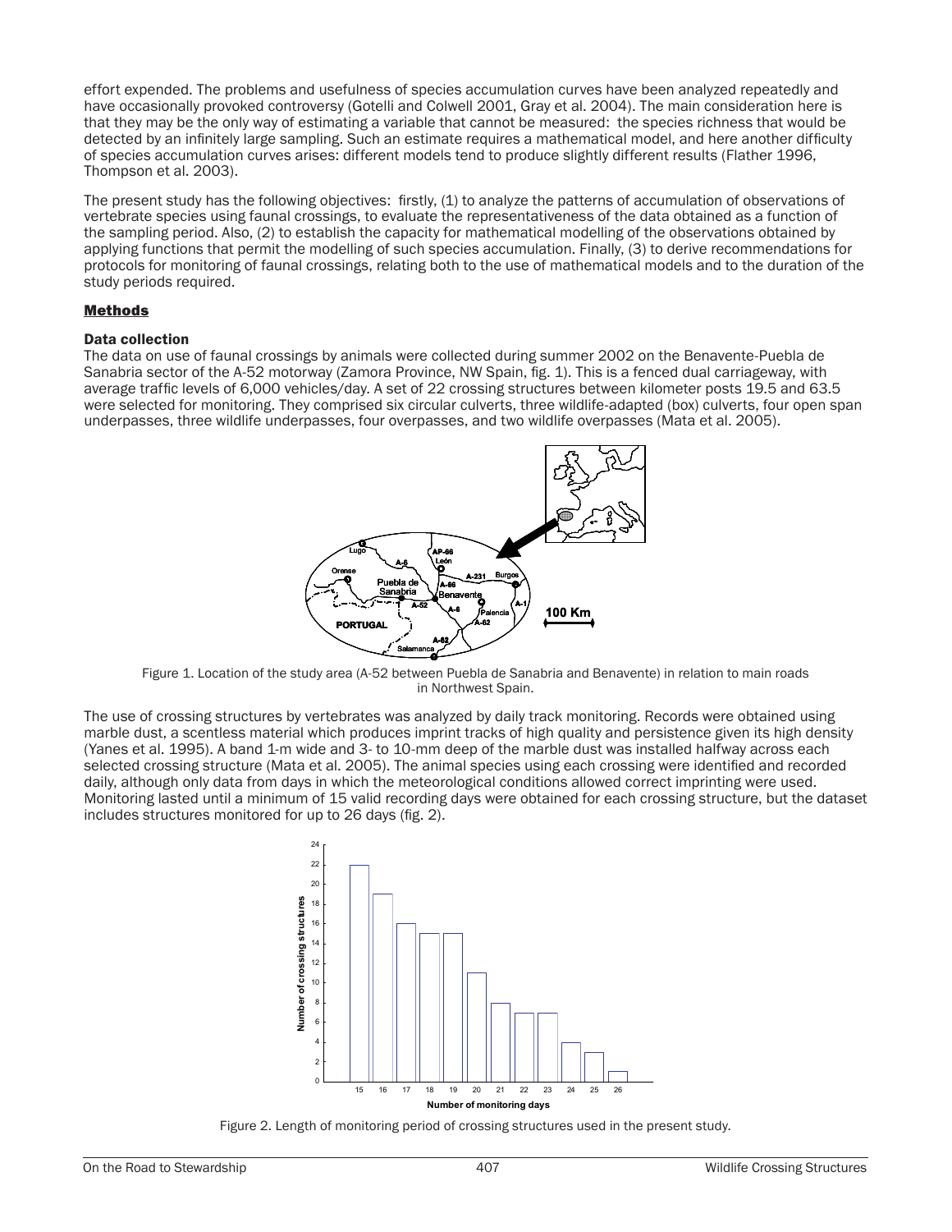effort expended. The problems and usefulness of species accumulation curves have been analyzed repeatedly and have occasionally provoked controversy (Gotelli and Colwell 2001, Gray et al. 2004). The main consideration here is that they may be the only way of estimating a variable that cannot be measured: the species richness that would be detected by an infinitely large sampling. Such an estimate requires a mathematical model, and here another difficulty of species accumulation curves arises: different models tend to produce slightly different results (Flather 1996, Thompson et al. 2003).

The present study has the following objectives: firstly, (1) to analyze the patterns of accumulation of observations of vertebrate species using faunal crossings, to evaluate the representativeness of the data obtained as a function of the sampling period. Also, (2) to establish the capacity for mathematical modelling of the observations obtained by applying functions that permit the modelling of such species accumulation. Finally, (3) to derive recommendations for protocols for monitoring of faunal crossings, relating both to the use of mathematical models and to the duration of the study periods required.

## Methods

### Data collection

The data on use of faunal crossings by animals were collected during summer 2002 on the Benavente-Puebla de Sanabria sector of the A-52 motorway (Zamora Province, NW Spain, fig. 1). This is a fenced dual carriageway, with average traffic levels of 6,000 vehicles/day. A set of 22 crossing structures between kilometer posts 19.5 and 63.5 were selected for monitoring. They comprised six circular culverts, three wildlife-adapted (box) culverts, four open span underpasses, three wildlife underpasses, four overpasses, and two wildlife overpasses (Mata et al. 2005).

Figure 1. Location of the study area (A-52 between Puebla de Sanabria and Benavente) in relation to main roads in Northwest Spain.

The use of crossing structures by vertebrates was analyzed by daily track monitoring. Records were obtained using marble dust, a scentless material which produces imprint tracks of high quality and persistence given its high density (Yanes et al. 1995). A band 1-m wide and 3- to 10-mm deep of the marble dust was installed halfway across each selected crossing structure (Mata et al. 2005). The animal species using each crossing were identified and recorded daily, although only data from days in which the meteorological conditions allowed correct imprinting were used. Monitoring lasted until a minimum of 15 valid recording days were obtained for each crossing structure, but the dataset includes structures monitored for up to 26 days (fig. 2).

Figure 2. Length of monitoring period of crossing structures used in the present study.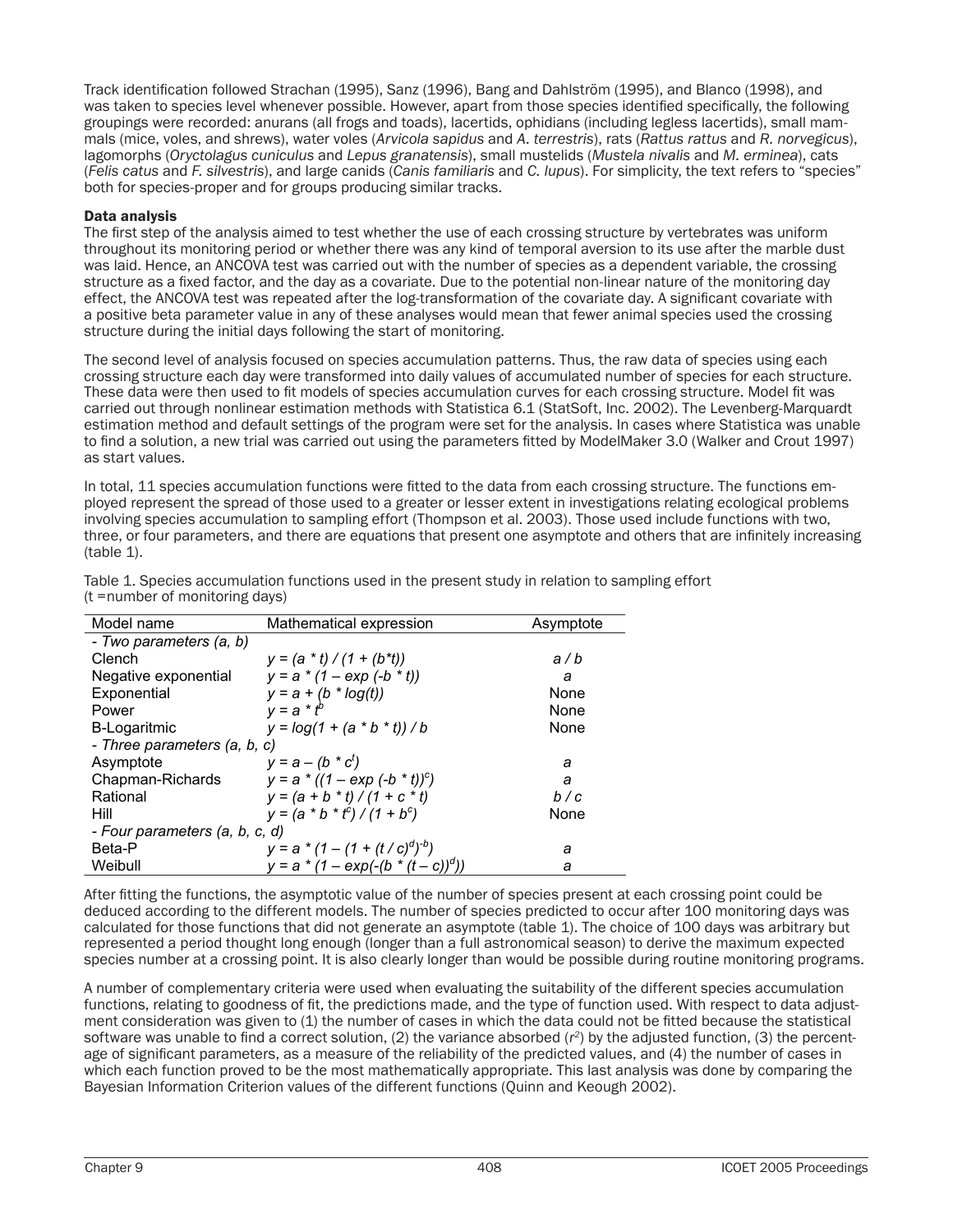Track identification followed Strachan (1995), Sanz (1996), Bang and Dahlström (1995), and Blanco (1998), and was taken to species level whenever possible. However, apart from those species identified specifically, the following groupings were recorded: anurans (all frogs and toads), lacertids, ophidians (including legless lacertids), small mammals (mice, voles, and shrews), water voles (*Arvicola sapidus* and *A. terrestris*), rats (*Rattus rattus* and *R. norvegicus*), lagomorphs (*Oryctolagus cuniculus* and *Lepus granatensis*), small mustelids (*Mustela nivalis* and *M. erminea*), cats (*Felis catus* and *F. silvestris*), and large canids (*Canis familiaris* and *C. lupus*). For simplicity, the text refers to "species" both for species-proper and for groups producing similar tracks.

### Data analysis

The first step of the analysis aimed to test whether the use of each crossing structure by vertebrates was uniform throughout its monitoring period or whether there was any kind of temporal aversion to its use after the marble dust was laid. Hence, an ANCOVA test was carried out with the number of species as a dependent variable, the crossing structure as a fixed factor, and the day as a covariate. Due to the potential non-linear nature of the monitoring day effect, the ANCOVA test was repeated after the log-transformation of the covariate day. A significant covariate with a positive beta parameter value in any of these analyses would mean that fewer animal species used the crossing structure during the initial days following the start of monitoring.

The second level of analysis focused on species accumulation patterns. Thus, the raw data of species using each crossing structure each day were transformed into daily values of accumulated number of species for each structure. These data were then used to fit models of species accumulation curves for each crossing structure. Model fit was carried out through nonlinear estimation methods with Statistica 6.1 (StatSoft, Inc. 2002). The Levenberg-Marquardt estimation method and default settings of the program were set for the analysis. In cases where Statistica was unable to find a solution, a new trial was carried out using the parameters fitted by ModelMaker 3.0 (Walker and Crout 1997) as start values.

In total, 11 species accumulation functions were fitted to the data from each crossing structure. The functions employed represent the spread of those used to a greater or lesser extent in investigations relating ecological problems involving species accumulation to sampling effort (Thompson et al. 2003). Those used include functions with two, three, or four parameters, and there are equations that present one asymptote and others that are infinitely increasing (table 1).

Table 1. Species accumulation functions used in the present study in relation to sampling effort (t =number of monitoring days)

| Model name | Mathematical expression | Asymptote |
|---|---|---|
| *- Two parameters (a, b)* | | |
| Clench | $y = (a * t) / (1 + (b*t))$ | $a / b$ |
| Negative exponential | $y = a * (1 - \exp(-b * t))$ | $a$ |
| Exponential | $y = a + (b * \log(t))$ | None |
| Power | $y = a * t^b$ | None |
| B-Logaritmic | $y = \log(1 + (a * b * t)) / b$ | None |
| *- Three parameters (a, b, c)* | | |
| Asymptote | $y = a - (b * c^t)$ | $a$ |
| Chapman-Richards | $y = a * ((1 - \exp(-b * t))^c)$ | $a$ |
| Rational | $y = (a + b * t) / (1 + c * t)$ | $b / c$ |
| Hill | $y = (a * b * t^c) / (1 + b^c)$ | None |
| *- Four parameters (a, b, c, d)* | | |
| Beta-P | $y = a * (1 - (1 + (t / c)^d)^{-b})$ | $a$ |
| Weibull | $y = a * (1 - \exp(-(b * (t - c))^d))$ | $a$ |

After fitting the functions, the asymptotic value of the number of species present at each crossing point could be deduced according to the different models. The number of species predicted to occur after 100 monitoring days was calculated for those functions that did not generate an asymptote (table 1). The choice of 100 days was arbitrary but represented a period thought long enough (longer than a full astronomical season) to derive the maximum expected species number at a crossing point. It is also clearly longer than would be possible during routine monitoring programs.

A number of complementary criteria were used when evaluating the suitability of the different species accumulation functions, relating to goodness of fit, the predictions made, and the type of function used. With respect to data adjustment consideration was given to (1) the number of cases in which the data could not be fitted because the statistical software was unable to find a correct solution, (2) the variance absorbed ($r^2$) by the adjusted function, (3) the percentage of significant parameters, as a measure of the reliability of the predicted values, and (4) the number of cases in which each function proved to be the most mathematically appropriate. This last analysis was done by comparing the Bayesian Information Criterion values of the different functions (Quinn and Keough 2002).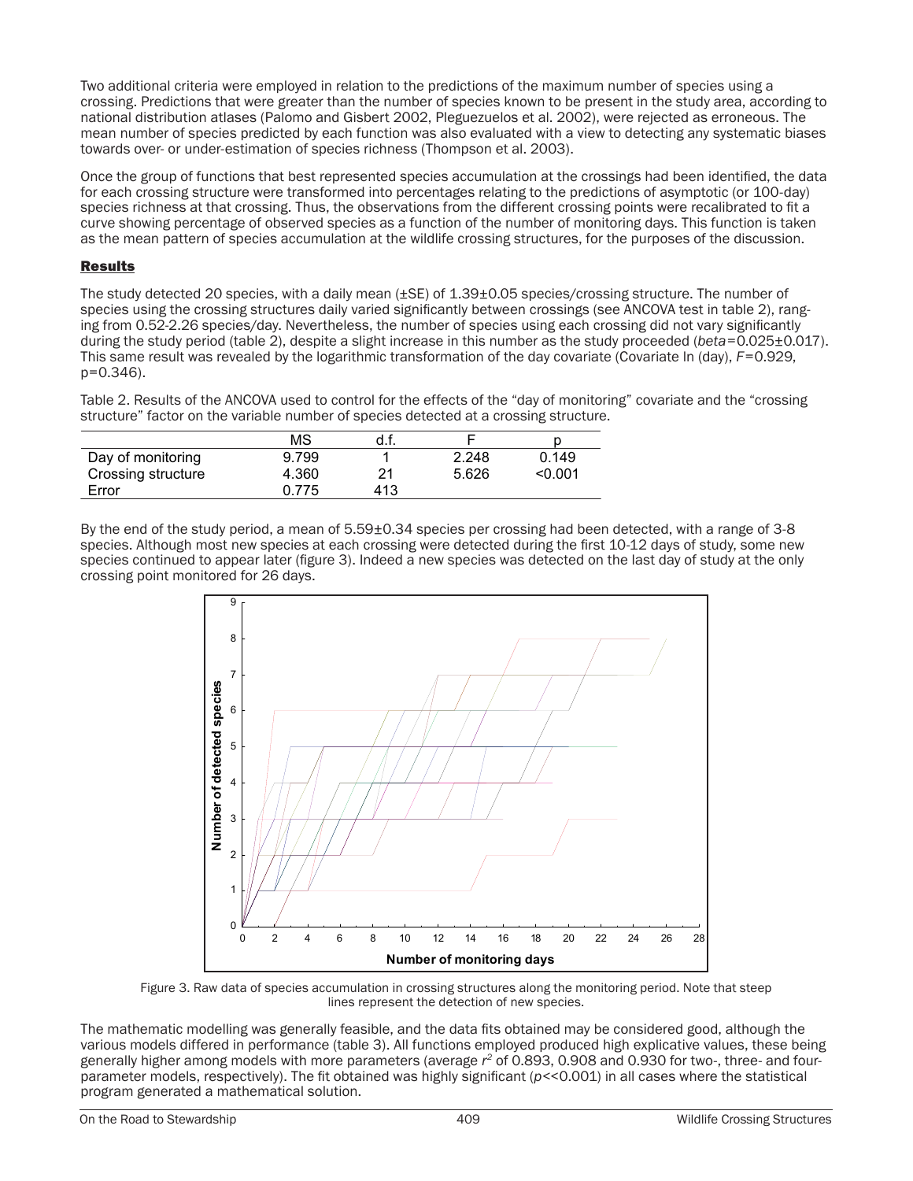Two additional criteria were employed in relation to the predictions of the maximum number of species using a crossing. Predictions that were greater than the number of species known to be present in the study area, according to national distribution atlases (Palomo and Gisbert 2002, Pleguezuelos et al. 2002), were rejected as erroneous. The mean number of species predicted by each function was also evaluated with a view to detecting any systematic biases towards over- or under-estimation of species richness (Thompson et al. 2003).

Once the group of functions that best represented species accumulation at the crossings had been identified, the data for each crossing structure were transformed into percentages relating to the predictions of asymptotic (or 100-day) species richness at that crossing. Thus, the observations from the different crossing points were recalibrated to fit a curve showing percentage of observed species as a function of the number of monitoring days. This function is taken as the mean pattern of species accumulation at the wildlife crossing structures, for the purposes of the discussion.

## Results

The study detected 20 species, with a daily mean (±SE) of 1.39±0.05 species/crossing structure. The number of species using the crossing structures daily varied significantly between crossings (see ANCOVA test in table 2), ranging from 0.52-2.26 species/day. Nevertheless, the number of species using each crossing did not vary significantly during the study period (table 2), despite a slight increase in this number as the study proceeded (*beta*=0.025±0.017). This same result was revealed by the logarithmic transformation of the day covariate (Covariate ln (day), $F$=0.929, p=0.346).

Table 2. Results of the ANCOVA used to control for the effects of the "day of monitoring" covariate and the "crossing structure" factor on the variable number of species detected at a crossing structure.

| | MS | d.f. | F | p |
|---|---|---|---|---|
| Day of monitoring | 9.799 | 1 | 2.248 | 0.149 |
| Crossing structure | 4.360 | 21 | 5.626 | <0.001 |
| Error | 0.775 | 413 | | |

By the end of the study period, a mean of 5.59±0.34 species per crossing had been detected, with a range of 3-8 species. Although most new species at each crossing were detected during the first 10-12 days of study, some new species continued to appear later (figure 3). Indeed a new species was detected on the last day of study at the only crossing point monitored for 26 days.

Figure 3. Raw data of species accumulation in crossing structures along the monitoring period. Note that steep lines represent the detection of new species.

The mathematic modelling was generally feasible, and the data fits obtained may be considered good, although the various models differed in performance (table 3). All functions employed produced high explicative values, these being generally higher among models with more parameters (average $r^2$ of 0.893, 0.908 and 0.930 for two-, three- and four-parameter models, respectively). The fit obtained was highly significant ($p$<<0.001) in all cases where the statistical program generated a mathematical solution.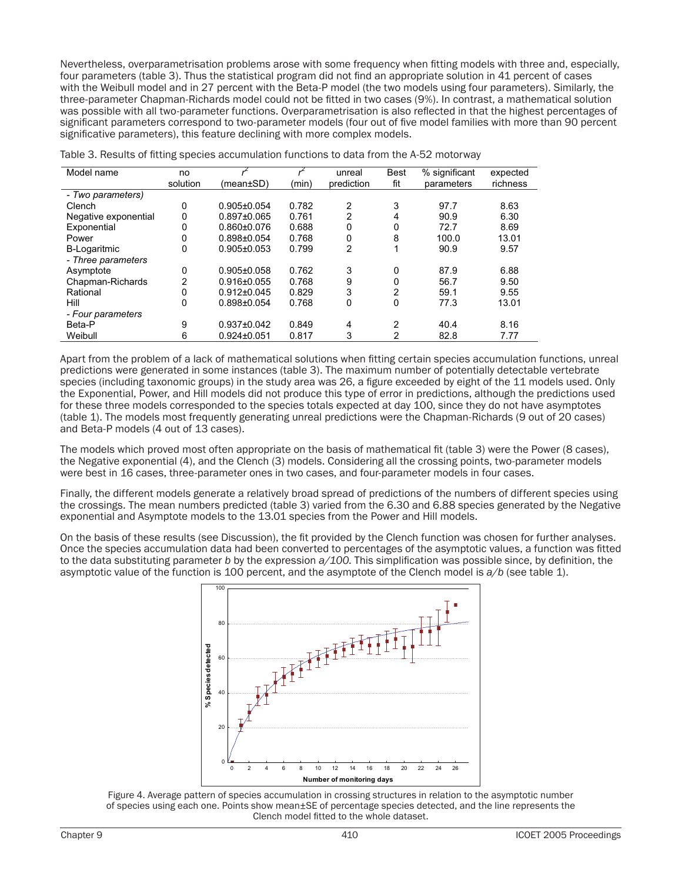Nevertheless, overparametrisation problems arose with some frequency when fitting models with three and, especially, four parameters (table 3). Thus the statistical program did not find an appropriate solution in 41 percent of cases with the Weibull model and in 27 percent with the Beta-P model (the two models using four parameters). Similarly, the three-parameter Chapman-Richards model could not be fitted in two cases (9%). In contrast, a mathematical solution was possible with all two-parameter functions. Overparametrisation is also reflected in that the highest percentages of significant parameters correspond to two-parameter models (four out of five model families with more than 90 percent significative parameters), this feature declining with more complex models.

Table 3. Results of fitting species accumulation functions to data from the A-52 motorway

| Model name | no solution | $r^2$ (mean±SD) | $r^2$ (min) | unreal prediction | Best fit | % significant parameters | expected richness |
|---|---|---|---|---|---|---|---|
| *- Two parameters)* | | | | | | | |
| Clench | 0 | 0.905±0.054 | 0.782 | 2 | 3 | 97.7 | 8.63 |
| Negative exponential | 0 | 0.897±0.065 | 0.761 | 2 | 4 | 90.9 | 6.30 |
| Exponential | 0 | 0.860±0.076 | 0.688 | 0 | 0 | 72.7 | 8.69 |
| Power | 0 | 0.898±0.054 | 0.768 | 0 | 8 | 100.0 | 13.01 |
| B-Logaritmic | 0 | 0.905±0.053 | 0.799 | 2 | 1 | 90.9 | 9.57 |
| *- Three parameters* | | | | | | | |
| Asymptote | 0 | 0.905±0.058 | 0.762 | 3 | 0 | 87.9 | 6.88 |
| Chapman-Richards | 2 | 0.916±0.055 | 0.768 | 9 | 0 | 56.7 | 9.50 |
| Rational | 0 | 0.912±0.045 | 0.829 | 3 | 2 | 59.1 | 9.55 |
| Hill | 0 | 0.898±0.054 | 0.768 | 0 | 0 | 77.3 | 13.01 |
| *- Four parameters* | | | | | | | |
| Beta-P | 9 | 0.937±0.042 | 0.849 | 4 | 2 | 40.4 | 8.16 |
| Weibull | 6 | 0.924±0.051 | 0.817 | 3 | 2 | 82.8 | 7.77 |

Apart from the problem of a lack of mathematical solutions when fitting certain species accumulation functions, unreal predictions were generated in some instances (table 3). The maximum number of potentially detectable vertebrate species (including taxonomic groups) in the study area was 26, a figure exceeded by eight of the 11 models used. Only the Exponential, Power, and Hill models did not produce this type of error in predictions, although the predictions used for these three models corresponded to the species totals expected at day 100, since they do not have asymptotes (table 1). The models most frequently generating unreal predictions were the Chapman-Richards (9 out of 20 cases) and Beta-P models (4 out of 13 cases).

The models which proved most often appropriate on the basis of mathematical fit (table 3) were the Power (8 cases), the Negative exponential (4), and the Clench (3) models. Considering all the crossing points, two-parameter models were best in 16 cases, three-parameter ones in two cases, and four-parameter models in four cases.

Finally, the different models generate a relatively broad spread of predictions of the numbers of different species using the crossings. The mean numbers predicted (table 3) varied from the 6.30 and 6.88 species generated by the Negative exponential and Asymptote models to the 13.01 species from the Power and Hill models.

On the basis of these results (see Discussion), the fit provided by the Clench function was chosen for further analyses. Once the species accumulation data had been converted to percentages of the asymptotic values, a function was fitted to the data substituting parameter $b$ by the expression $a/100$. This simplification was possible since, by definition, the asymptotic value of the function is 100 percent, and the asymptote of the Clench model is $a/b$ (see table 1).

Figure 4. Average pattern of species accumulation in crossing structures in relation to the asymptotic number of species using each one. Points show mean±SE of percentage species detected, and the line represents the Clench model fitted to the whole dataset.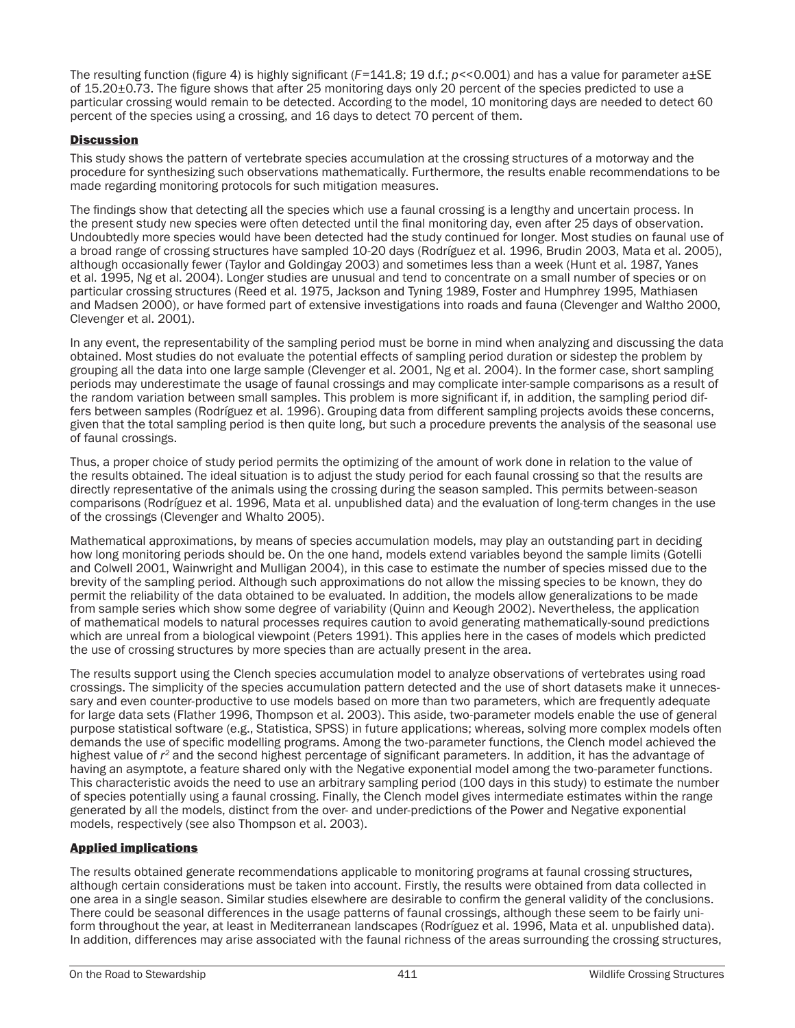The resulting function (figure 4) is highly significant ($F$=141.8; 19 d.f.; $p$<<0.001) and has a value for parameter a±SE of 15.20±0.73. The figure shows that after 25 monitoring days only 20 percent of the species predicted to use a particular crossing would remain to be detected. According to the model, 10 monitoring days are needed to detect 60 percent of the species using a crossing, and 16 days to detect 70 percent of them.

## Discussion

This study shows the pattern of vertebrate species accumulation at the crossing structures of a motorway and the procedure for synthesizing such observations mathematically. Furthermore, the results enable recommendations to be made regarding monitoring protocols for such mitigation measures.

The findings show that detecting all the species which use a faunal crossing is a lengthy and uncertain process. In the present study new species were often detected until the final monitoring day, even after 25 days of observation. Undoubtedly more species would have been detected had the study continued for longer. Most studies on faunal use of a broad range of crossing structures have sampled 10-20 days (Rodríguez et al. 1996, Brudin 2003, Mata et al. 2005), although occasionally fewer (Taylor and Goldingay 2003) and sometimes less than a week (Hunt et al. 1987, Yanes et al. 1995, Ng et al. 2004). Longer studies are unusual and tend to concentrate on a small number of species or on particular crossing structures (Reed et al. 1975, Jackson and Tyning 1989, Foster and Humphrey 1995, Mathiasen and Madsen 2000), or have formed part of extensive investigations into roads and fauna (Clevenger and Waltho 2000, Clevenger et al. 2001).

In any event, the representability of the sampling period must be borne in mind when analyzing and discussing the data obtained. Most studies do not evaluate the potential effects of sampling period duration or sidestep the problem by grouping all the data into one large sample (Clevenger et al. 2001, Ng et al. 2004). In the former case, short sampling periods may underestimate the usage of faunal crossings and may complicate inter-sample comparisons as a result of the random variation between small samples. This problem is more significant if, in addition, the sampling period differs between samples (Rodríguez et al. 1996). Grouping data from different sampling projects avoids these concerns, given that the total sampling period is then quite long, but such a procedure prevents the analysis of the seasonal use of faunal crossings.

Thus, a proper choice of study period permits the optimizing of the amount of work done in relation to the value of the results obtained. The ideal situation is to adjust the study period for each faunal crossing so that the results are directly representative of the animals using the crossing during the season sampled. This permits between-season comparisons (Rodríguez et al. 1996, Mata et al. unpublished data) and the evaluation of long-term changes in the use of the crossings (Clevenger and Whalto 2005).

Mathematical approximations, by means of species accumulation models, may play an outstanding part in deciding how long monitoring periods should be. On the one hand, models extend variables beyond the sample limits (Gotelli and Colwell 2001, Wainwright and Mulligan 2004), in this case to estimate the number of species missed due to the brevity of the sampling period. Although such approximations do not allow the missing species to be known, they do permit the reliability of the data obtained to be evaluated. In addition, the models allow generalizations to be made from sample series which show some degree of variability (Quinn and Keough 2002). Nevertheless, the application of mathematical models to natural processes requires caution to avoid generating mathematically-sound predictions which are unreal from a biological viewpoint (Peters 1991). This applies here in the cases of models which predicted the use of crossing structures by more species than are actually present in the area.

The results support using the Clench species accumulation model to analyze observations of vertebrates using road crossings. The simplicity of the species accumulation pattern detected and the use of short datasets make it unnecessary and even counter-productive to use models based on more than two parameters, which are frequently adequate for large data sets (Flather 1996, Thompson et al. 2003). This aside, two-parameter models enable the use of general purpose statistical software (e.g., Statistica, SPSS) in future applications; whereas, solving more complex models often demands the use of specific modelling programs. Among the two-parameter functions, the Clench model achieved the highest value of $r^2$ and the second highest percentage of significant parameters. In addition, it has the advantage of having an asymptote, a feature shared only with the Negative exponential model among the two-parameter functions. This characteristic avoids the need to use an arbitrary sampling period (100 days in this study) to estimate the number of species potentially using a faunal crossing. Finally, the Clench model gives intermediate estimates within the range generated by all the models, distinct from the over- and under-predictions of the Power and Negative exponential models, respectively (see also Thompson et al. 2003).

## Applied implications

The results obtained generate recommendations applicable to monitoring programs at faunal crossing structures, although certain considerations must be taken into account. Firstly, the results were obtained from data collected in one area in a single season. Similar studies elsewhere are desirable to confirm the general validity of the conclusions. There could be seasonal differences in the usage patterns of faunal crossings, although these seem to be fairly uniform throughout the year, at least in Mediterranean landscapes (Rodríguez et al. 1996, Mata et al. unpublished data). In addition, differences may arise associated with the faunal richness of the areas surrounding the crossing structures,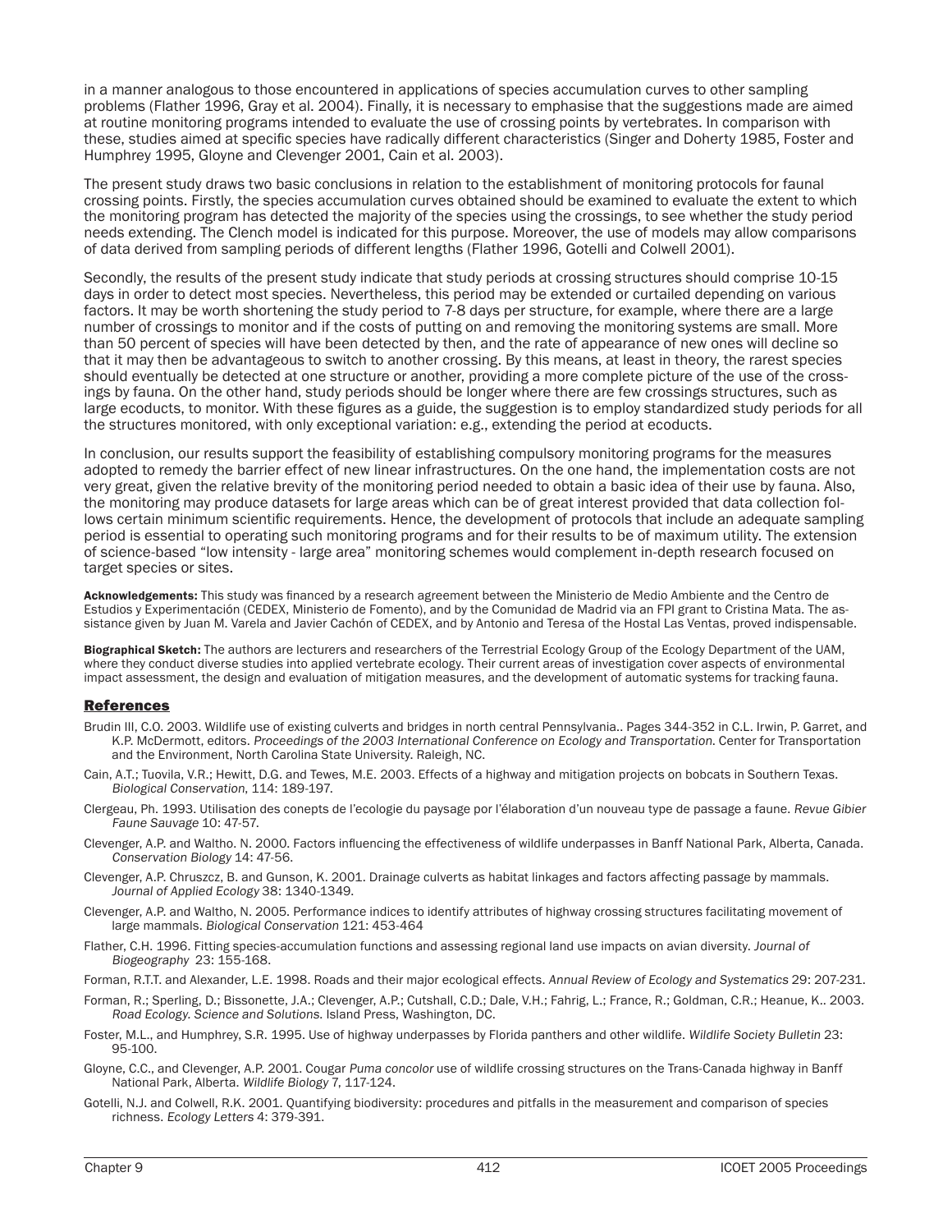in a manner analogous to those encountered in applications of species accumulation curves to other sampling problems (Flather 1996, Gray et al. 2004). Finally, it is necessary to emphasise that the suggestions made are aimed at routine monitoring programs intended to evaluate the use of crossing points by vertebrates. In comparison with these, studies aimed at specific species have radically different characteristics (Singer and Doherty 1985, Foster and Humphrey 1995, Gloyne and Clevenger 2001, Cain et al. 2003).

The present study draws two basic conclusions in relation to the establishment of monitoring protocols for faunal crossing points. Firstly, the species accumulation curves obtained should be examined to evaluate the extent to which the monitoring program has detected the majority of the species using the crossings, to see whether the study period needs extending. The Clench model is indicated for this purpose. Moreover, the use of models may allow comparisons of data derived from sampling periods of different lengths (Flather 1996, Gotelli and Colwell 2001).

Secondly, the results of the present study indicate that study periods at crossing structures should comprise 10-15 days in order to detect most species. Nevertheless, this period may be extended or curtailed depending on various factors. It may be worth shortening the study period to 7-8 days per structure, for example, where there are a large number of crossings to monitor and if the costs of putting on and removing the monitoring systems are small. More than 50 percent of species will have been detected by then, and the rate of appearance of new ones will decline so that it may then be advantageous to switch to another crossing. By this means, at least in theory, the rarest species should eventually be detected at one structure or another, providing a more complete picture of the use of the crossings by fauna. On the other hand, study periods should be longer where there are few crossings structures, such as large ecoducts, to monitor. With these figures as a guide, the suggestion is to employ standardized study periods for all the structures monitored, with only exceptional variation: e.g., extending the period at ecoducts.

In conclusion, our results support the feasibility of establishing compulsory monitoring programs for the measures adopted to remedy the barrier effect of new linear infrastructures. On the one hand, the implementation costs are not very great, given the relative brevity of the monitoring period needed to obtain a basic idea of their use by fauna. Also, the monitoring may produce datasets for large areas which can be of great interest provided that data collection follows certain minimum scientific requirements. Hence, the development of protocols that include an adequate sampling period is essential to operating such monitoring programs and for their results to be of maximum utility. The extension of science-based "low intensity - large area" monitoring schemes would complement in-depth research focused on target species or sites.

**Acknowledgements:** This study was financed by a research agreement between the Ministerio de Medio Ambiente and the Centro de Estudios y Experimentación (CEDEX, Ministerio de Fomento), and by the Comunidad de Madrid via an FPI grant to Cristina Mata. The assistance given by Juan M. Varela and Javier Cachón of CEDEX, and by Antonio and Teresa of the Hostal Las Ventas, proved indispensable.

**Biographical Sketch:** The authors are lecturers and researchers of the Terrestrial Ecology Group of the Ecology Department of the UAM, where they conduct diverse studies into applied vertebrate ecology. Their current areas of investigation cover aspects of environmental impact assessment, the design and evaluation of mitigation measures, and the development of automatic systems for tracking fauna.

## References

Brudin III, C.O. 2003. Wildlife use of existing culverts and bridges in north central Pennsylvania.. Pages 344-352 in C.L. Irwin, P. Garret, and K.P. McDermott, editors. *Proceedings of the 2003 International Conference on Ecology and Transportation.* Center for Transportation and the Environment, North Carolina State University. Raleigh, NC.

Cain, A.T.; Tuovila, V.R.; Hewitt, D.G. and Tewes, M.E. 2003. Effects of a highway and mitigation projects on bobcats in Southern Texas. *Biological Conservation,* 114: 189-197.

Clergeau, Ph. 1993. Utilisation des conepts de l'ecologie du paysage por l'élaboration d'un nouveau type de passage a faune. *Revue Gibier Faune Sauvage* 10: 47-57.

Clevenger, A.P. and Waltho. N. 2000. Factors influencing the effectiveness of wildlife underpasses in Banff National Park, Alberta, Canada. *Conservation Biology* 14: 47-56.

Clevenger, A.P. Chruszcz, B. and Gunson, K. 2001. Drainage culverts as habitat linkages and factors affecting passage by mammals. *Journal of Applied Ecology* 38: 1340-1349.

Clevenger, A.P. and Waltho, N. 2005. Performance indices to identify attributes of highway crossing structures facilitating movement of large mammals. *Biological Conservation* 121: 453-464

Flather, C.H. 1996. Fitting species-accumulation functions and assessing regional land use impacts on avian diversity. *Journal of Biogeography* 23: 155-168.

Forman, R.T.T. and Alexander, L.E. 1998. Roads and their major ecological effects. *Annual Review of Ecology and Systematics* 29: 207-231.

Forman, R.; Sperling, D.; Bissonette, J.A.; Clevenger, A.P.; Cutshall, C.D.; Dale, V.H.; Fahrig, L.; France, R.; Goldman, C.R.; Heanue, K.. 2003. *Road Ecology. Science and Solutions.* Island Press, Washington, DC.

Foster, M.L., and Humphrey, S.R. 1995. Use of highway underpasses by Florida panthers and other wildlife. *Wildlife Society Bulletin* 23: 95-100.

Gloyne, C.C., and Clevenger, A.P. 2001. Cougar *Puma concolor* use of wildlife crossing structures on the Trans-Canada highway in Banff National Park, Alberta. *Wildlife Biology* 7, 117-124.

Gotelli, N.J. and Colwell, R.K. 2001. Quantifying biodiversity: procedures and pitfalls in the measurement and comparison of species richness. *Ecology Letters* 4: 379-391.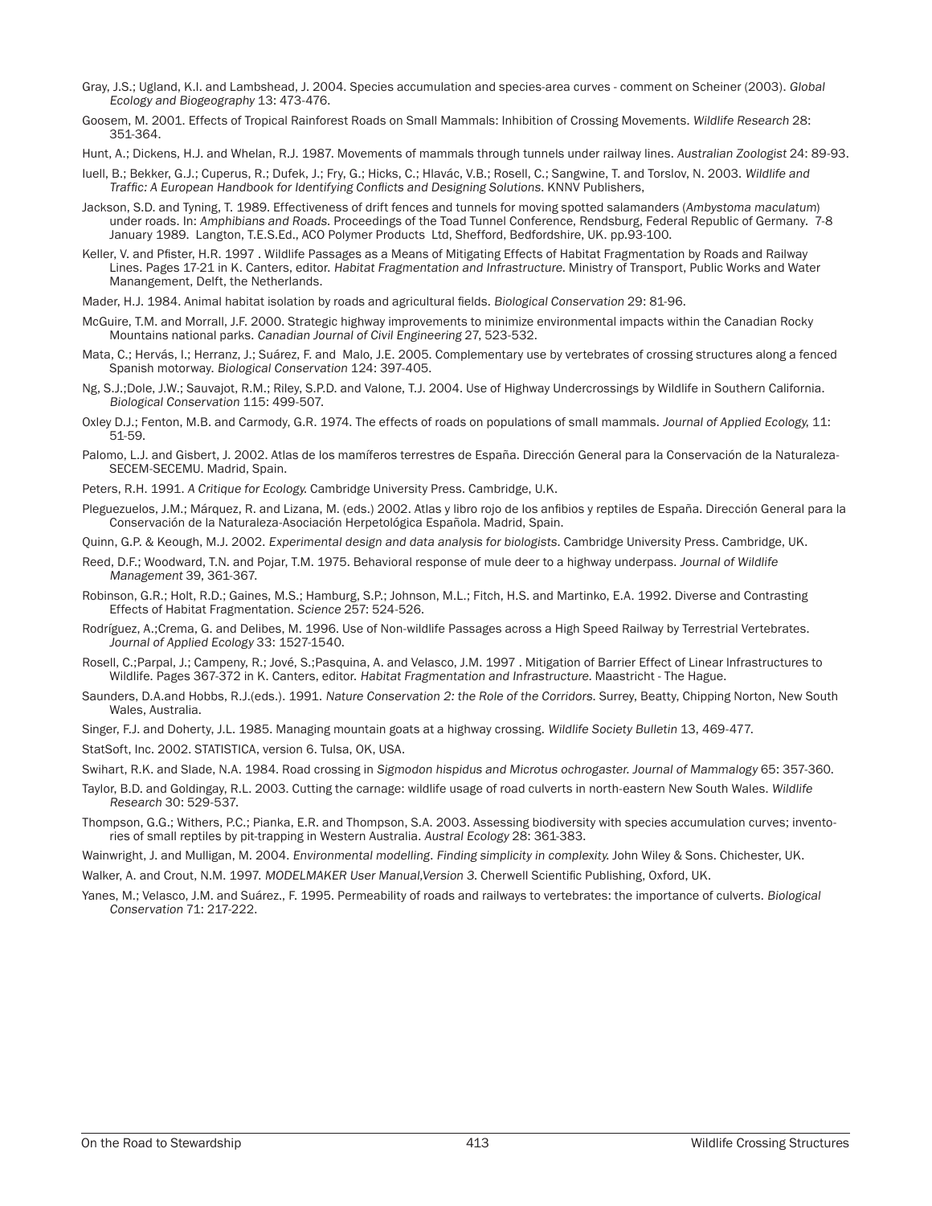Gray, J.S.; Ugland, K.I. and Lambshead, J. 2004. Species accumulation and species-area curves - comment on Scheiner (2003). *Global Ecology and Biogeography* 13: 473-476.

Goosem, M. 2001. Effects of Tropical Rainforest Roads on Small Mammals: Inhibition of Crossing Movements. *Wildlife Research* 28: 351-364.

Hunt, A.; Dickens, H.J. and Whelan, R.J. 1987. Movements of mammals through tunnels under railway lines. *Australian Zoologist* 24: 89-93.

Iuell, B.; Bekker, G.J.; Cuperus, R.; Dufek, J.; Fry, G.; Hicks, C.; Hlavác, V.B.; Rosell, C.; Sangwine, T. and Torslov, N. 2003. *Wildlife and Traffic: A European Handbook for Identifying Conflicts and Designing Solutions.* KNNV Publishers,

Jackson, S.D. and Tyning, T. 1989. Effectiveness of drift fences and tunnels for moving spotted salamanders (*Ambystoma maculatum*) under roads. In: *Amphibians and Roads.* Proceedings of the Toad Tunnel Conference, Rendsburg, Federal Republic of Germany. 7-8 January 1989. Langton, T.E.S.Ed., ACO Polymer Products Ltd, Shefford, Bedfordshire, UK. pp.93-100.

Keller, V. and Pfister, H.R. 1997 . Wildlife Passages as a Means of Mitigating Effects of Habitat Fragmentation by Roads and Railway Lines. Pages 17-21 in K. Canters, editor. *Habitat Fragmentation and Infrastructure.* Ministry of Transport, Public Works and Water Manangement, Delft, the Netherlands.

Mader, H.J. 1984. Animal habitat isolation by roads and agricultural fields. *Biological Conservation* 29: 81-96.

McGuire, T.M. and Morrall, J.F. 2000. Strategic highway improvements to minimize environmental impacts within the Canadian Rocky Mountains national parks. *Canadian Journal of Civil Engineering* 27, 523-532.

Mata, C.; Hervás, I.; Herranz, J.; Suárez, F. and Malo, J.E. 2005. Complementary use by vertebrates of crossing structures along a fenced Spanish motorway. *Biological Conservation* 124: 397-405.

Ng, S.J.;Dole, J.W.; Sauvajot, R.M.; Riley, S.P.D. and Valone, T.J. 2004. Use of Highway Undercrossings by Wildlife in Southern California. *Biological Conservation* 115: 499-507.

Oxley D.J.; Fenton, M.B. and Carmody, G.R. 1974. The effects of roads on populations of small mammals. *Journal of Applied Ecology,* 11: 51-59.

Palomo, L.J. and Gisbert, J. 2002. Atlas de los mamíferos terrestres de España. Dirección General para la Conservación de la Naturaleza-SECEM-SECEMU. Madrid, Spain.

Peters, R.H. 1991. *A Critique for Ecology.* Cambridge University Press. Cambridge, U.K.

Pleguezuelos, J.M.; Márquez, R. and Lizana, M. (eds.) 2002. Atlas y libro rojo de los anfibios y reptiles de España. Dirección General para la Conservación de la Naturaleza-Asociación Herpetológica Española. Madrid, Spain.

Quinn, G.P. & Keough, M.J. 2002. *Experimental design and data analysis for biologists.* Cambridge University Press. Cambridge, UK.

Reed, D.F.; Woodward, T.N. and Pojar, T.M. 1975. Behavioral response of mule deer to a highway underpass. *Journal of Wildlife Management* 39, 361-367.

Robinson, G.R.; Holt, R.D.; Gaines, M.S.; Hamburg, S.P.; Johnson, M.L.; Fitch, H.S. and Martinko, E.A. 1992. Diverse and Contrasting Effects of Habitat Fragmentation. *Science* 257: 524-526.

Rodríguez, A.;Crema, G. and Delibes, M. 1996. Use of Non-wildlife Passages across a High Speed Railway by Terrestrial Vertebrates. *Journal of Applied Ecology* 33: 1527-1540.

Rosell, C.;Parpal, J.; Campeny, R.; Jové, S.;Pasquina, A. and Velasco, J.M. 1997 . Mitigation of Barrier Effect of Linear Infrastructures to Wildlife. Pages 367-372 in K. Canters, editor. *Habitat Fragmentation and Infrastructure.* Maastricht - The Hague.

Saunders, D.A.and Hobbs, R.J.(eds.). 1991. *Nature Conservation 2: the Role of the Corridors.* Surrey, Beatty, Chipping Norton, New South Wales, Australia.

Singer, F.J. and Doherty, J.L. 1985. Managing mountain goats at a highway crossing. *Wildlife Society Bulletin* 13, 469-477.

StatSoft, Inc. 2002. STATISTICA, version 6. Tulsa, OK, USA.

Swihart, R.K. and Slade, N.A. 1984. Road crossing in *Sigmodon hispidus and Microtus ochrogaster. Journal of Mammalogy* 65: 357-360.

Taylor, B.D. and Goldingay, R.L. 2003. Cutting the carnage: wildlife usage of road culverts in north-eastern New South Wales. *Wildlife Research* 30: 529-537.

Thompson, G.G.; Withers, P.C.; Pianka, E.R. and Thompson, S.A. 2003. Assessing biodiversity with species accumulation curves; inventories of small reptiles by pit-trapping in Western Australia. *Austral Ecology* 28: 361-383.

Wainwright, J. and Mulligan, M. 2004. *Environmental modelling. Finding simplicity in complexity.* John Wiley & Sons. Chichester, UK.

Walker, A. and Crout, N.M. 1997. *MODELMAKER User Manual,Version 3.* Cherwell Scientific Publishing, Oxford, UK.

Yanes, M.; Velasco, J.M. and Suárez., F. 1995. Permeability of roads and railways to vertebrates: the importance of culverts. *Biological Conservation* 71: 217-222.